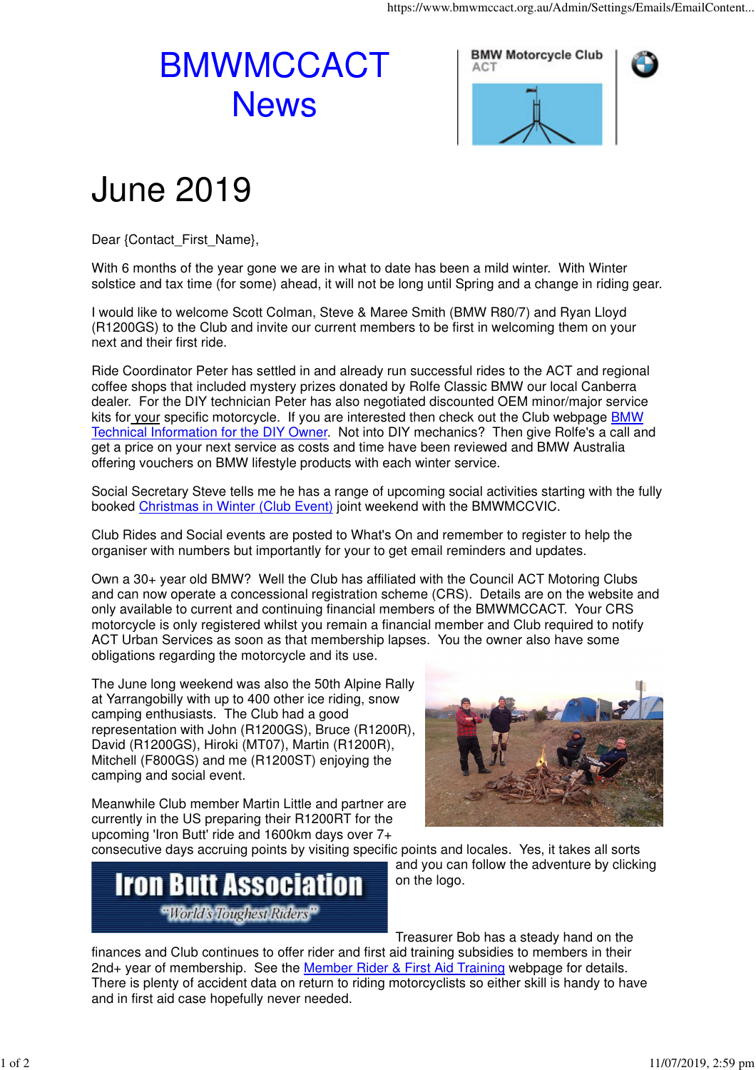# BMWMCCACT News

# June 2019

Dear {Contact_First_Name},

With 6 months of the year gone we are in what to date has been a mild winter. With Winter solstice and tax time (for some) ahead, it will not be long until Spring and a change in riding gear.

I would like to welcome Scott Colman, Steve & Maree Smith (BMW R80/7) and Ryan Lloyd (R1200GS) to the Club and invite our current members to be first in welcoming them on your next and their first ride.

Ride Coordinator Peter has settled in and already run successful rides to the ACT and regional coffee shops that included mystery prizes donated by Rolfe Classic BMW our local Canberra dealer. For the DIY technician Peter has also negotiated discounted OEM minor/major service kits for your specific motorcycle. If you are interested then check out the Club webpage BMW Technical Information for the DIY Owner. Not into DIY mechanics? Then give Rolfe's a call and get a price on your next service as costs and time have been reviewed and BMW Australia offering vouchers on BMW lifestyle products with each winter service.

Social Secretary Steve tells me he has a range of upcoming social activities starting with the fully booked Christmas in Winter (Club Event) joint weekend with the BMWMCCVIC.

Club Rides and Social events are posted to What's On and remember to register to help the organiser with numbers but importantly for your to get email reminders and updates.

Own a 30+ year old BMW? Well the Club has affiliated with the Council ACT Motoring Clubs and can now operate a concessional registration scheme (CRS). Details are on the website and only available to current and continuing financial members of the BMWMCCACT. Your CRS motorcycle is only registered whilst you remain a financial member and Club required to notify ACT Urban Services as soon as that membership lapses. You the owner also have some obligations regarding the motorcycle and its use.

The June long weekend was also the 50th Alpine Rally at Yarrangobilly with up to 400 other ice riding, snow camping enthusiasts. The Club had a good representation with John (R1200GS), Bruce (R1200R), David (R1200GS), Hiroki (MT07), Martin (R1200R), Mitchell (F800GS) and me (R1200ST) enjoying the camping and social event.

Meanwhile Club member Martin Little and partner are currently in the US preparing their R1200RT for the upcoming 'Iron Butt' ride and 1600km days over 7+ consecutive days accruing points by visiting specific points and locales. Yes, it takes all sorts and you can follow the adventure by clicking on the logo.

Treasurer Bob has a steady hand on the finances and Club continues to offer rider and first aid training subsidies to members in their 2nd+ year of membership. See the Member Rider & First Aid Training webpage for details. There is plenty of accident data on return to riding motorcyclists so either skill is handy to have and in first aid case hopefully never needed.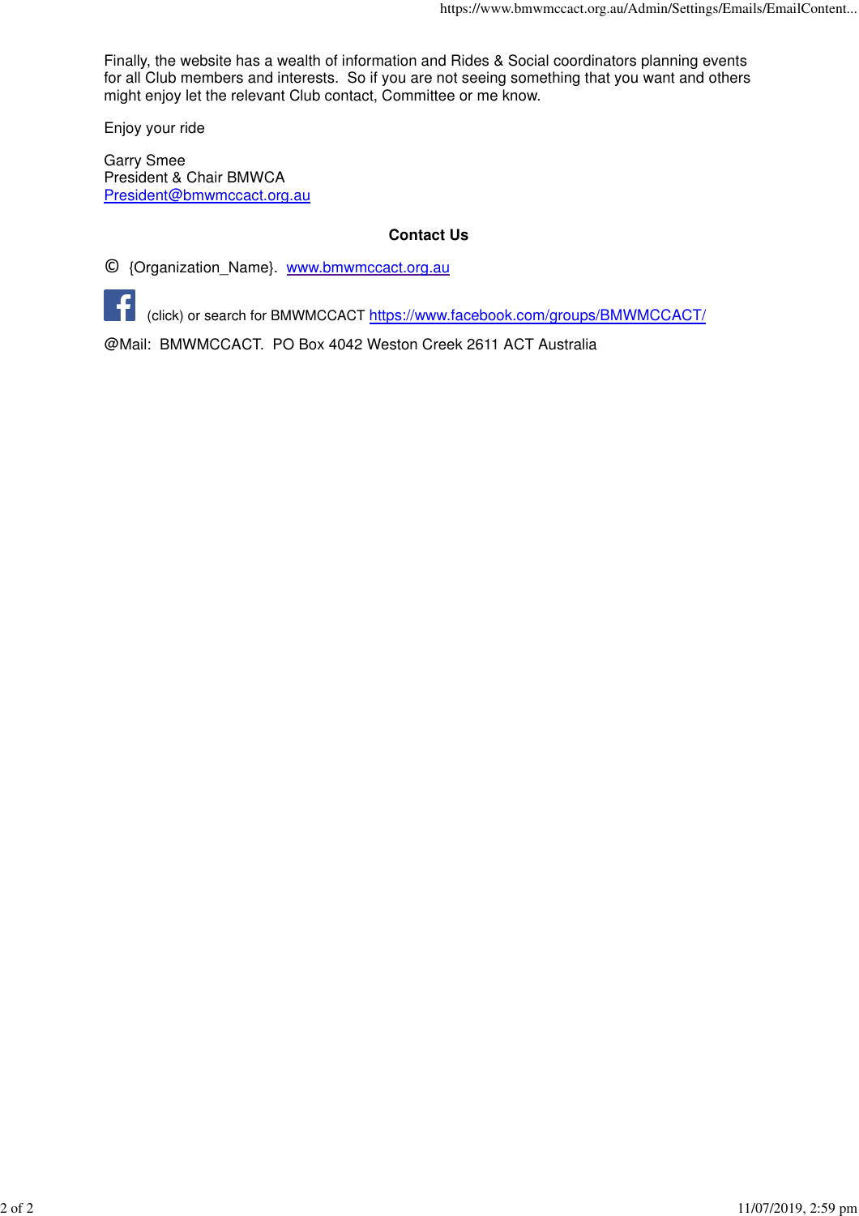Finally, the website has a wealth of information and Rides & Social coordinators planning events for all Club members and interests. So if you are not seeing something that you want and others might enjoy let the relevant Club contact, Committee or me know.

Enjoy your ride

Garry Smee
President & Chair BMWCA
President@bmwmccact.org.au

**Contact Us**

© {Organization_Name}. www.bmwmccact.org.au

(click) or search for BMWMCCACT https://www.facebook.com/groups/BMWMCCACT/

@Mail: BMWMCCACT. PO Box 4042 Weston Creek 2611 ACT Australia